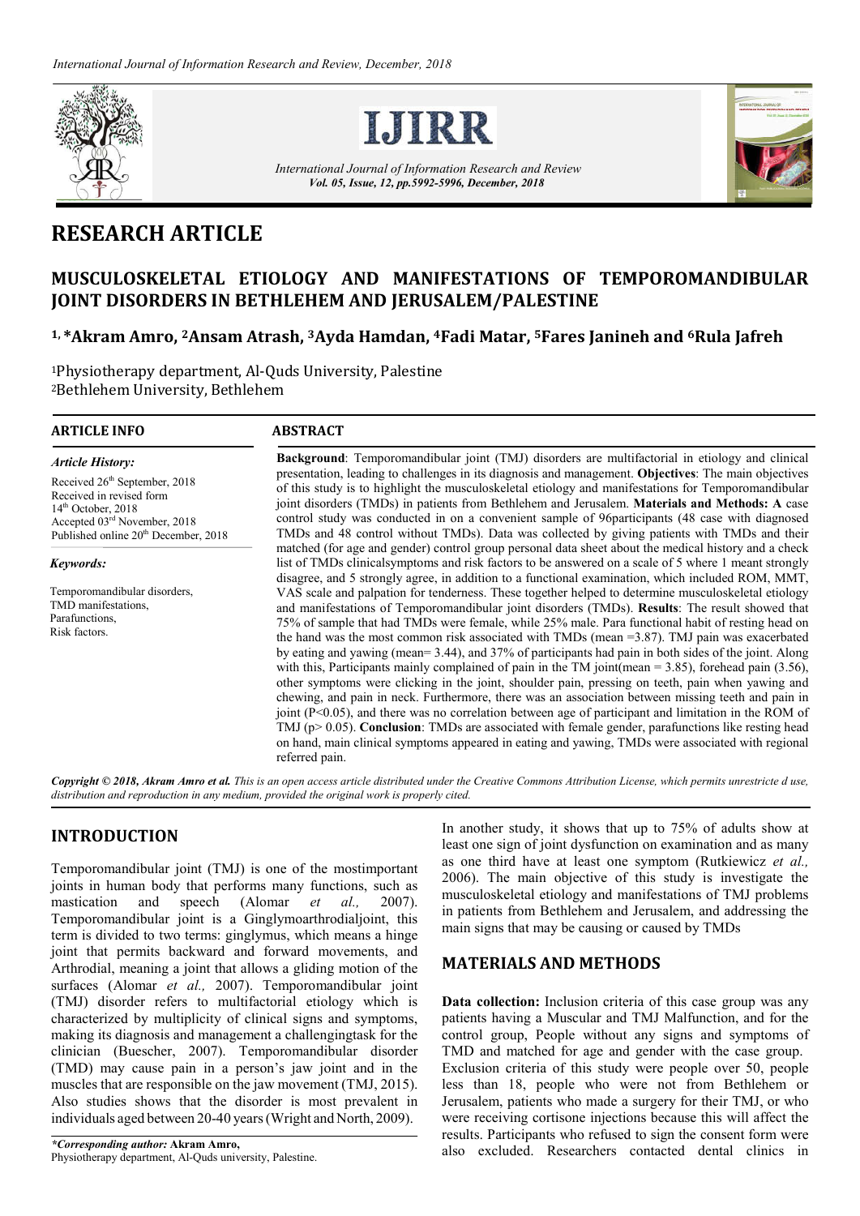# RESEARCH ARTICLE

## MUSCULOSKELETAL ETIOLOGY AND MANIFESTATIONS OF TEMPOROMANDIBULAR JOINT DISORDERS IN BETHLEHEM AND JERUSALEM/PALESTINE

**[1,] *Akram Amro, [2]Ansam Atrash, [3]Ayda Hamdan, [4]Fadi Matar, [5]Fares Janineh and [6]Rula Jafreh**

[1]Physiotherapy department, Al-Quds University, Palestine
[2]Bethlehem University, Bethlehem

### ARTICLE INFO

*Article History:*

Received 26[th] September, 2018
Received in revised form
14[th] October, 2018
Accepted 03[rd] November, 2018
Published online 20[th] December, 2018

*Keywords:*

Temporomandibular disorders,
TMD manifestations,
Parafunctions,
Risk factors.

### ABSTRACT

**Background**: Temporomandibular joint (TMJ) disorders are multifactorial in etiology and clinical presentation, leading to challenges in its diagnosis and management. **Objectives**: The main objectives of this study is to highlight the musculoskeletal etiology and manifestations for Temporomandibular joint disorders (TMDs) in patients from Bethlehem and Jerusalem. **Materials and Methods: A** case control study was conducted in on a convenient sample of 96participants (48 case with diagnosed TMDs and 48 control without TMDs). Data was collected by giving patients with TMDs and their matched (for age and gender) control group personal data sheet about the medical history and a check list of TMDs clinicalsymptoms and risk factors to be answered on a scale of 5 where 1 meant strongly disagree, and 5 strongly agree, in addition to a functional examination, which included ROM, MMT, VAS scale and palpation for tenderness. These together helped to determine musculoskeletal etiology and manifestations of Temporomandibular joint disorders (TMDs). **Results**: The result showed that 75% of sample that had TMDs were female, while 25% male. Para functional habit of resting head on the hand was the most common risk associated with TMDs (mean =3.87). TMJ pain was exacerbated by eating and yawing (mean= 3.44), and 37% of participants had pain in both sides of the joint. Along with this, Participants mainly complained of pain in the TM joint(mean = 3.85), forehead pain (3.56), other symptoms were clicking in the joint, shoulder pain, pressing on teeth, pain when yawing and chewing, and pain in neck. Furthermore, there was an association between missing teeth and pain in joint ($P<0.05$), and there was no correlation between age of participant and limitation in the ROM of TMJ ($p> 0.05$). **Conclusion**: TMDs are associated with female gender, parafunctions like resting head on hand, main clinical symptoms appeared in eating and yawing, TMDs were associated with regional referred pain.

***Copyright © 2018, Akram Amro et al.*** *This is an open access article distributed under the Creative Commons Attribution License, which permits unrestricte d use, distribution and reproduction in any medium, provided the original work is properly cited.*

## INTRODUCTION

Temporomandibular joint (TMJ) is one of the mostimportant joints in human body that performs many functions, such as mastication and speech (Alomar *et al.,* 2007). Temporomandibular joint is a Ginglymoarthrodialjoint, this term is divided to two terms: ginglymus, which means a hinge joint that permits backward and forward movements, and Arthrodial, meaning a joint that allows a gliding motion of the surfaces (Alomar *et al.,* 2007). Temporomandibular joint (TMJ) disorder refers to multifactorial etiology which is characterized by multiplicity of clinical signs and symptoms, making its diagnosis and management a challengingtask for the clinician (Buescher, 2007). Temporomandibular disorder (TMD) may cause pain in a person's jaw joint and in the muscles that are responsible on the jaw movement (TMJ, 2015). Also studies shows that the disorder is most prevalent in individuals aged between 20-40 years (Wright and North, 2009).

In another study, it shows that up to 75% of adults show at least one sign of joint dysfunction on examination and as many as one third have at least one symptom (Rutkiewicz *et al.,* 2006). The main objective of this study is investigate the musculoskeletal etiology and manifestations of TMJ problems in patients from Bethlehem and Jerusalem, and addressing the main signs that may be causing or caused by TMDs

## MATERIALS AND METHODS

**Data collection:** Inclusion criteria of this case group was any patients having a Muscular and TMJ Malfunction, and for the control group, People without any signs and symptoms of TMD and matched for age and gender with the case group. Exclusion criteria of this study were people over 50, people less than 18, people who were not from Bethlehem or Jerusalem, patients who made a surgery for their TMJ, or who were receiving cortisone injections because this will affect the results. Participants who refused to sign the consent form were also excluded. Researchers contacted dental clinics in

**\*Corresponding author: Akram Amro,**
Physiotherapy department, Al-Quds university, Palestine.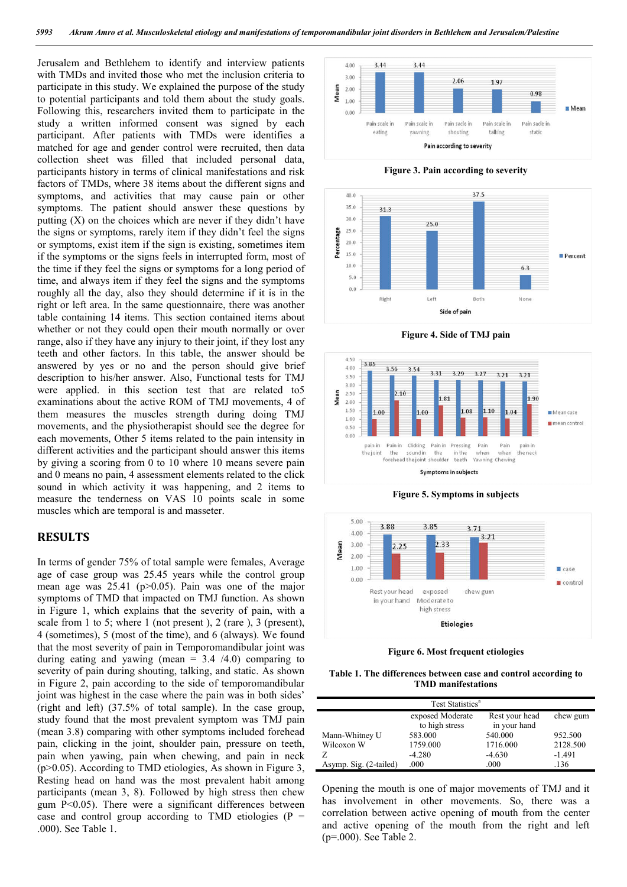Jerusalem and Bethlehem to identify and interview patients with TMDs and invited those who met the inclusion criteria to participate in this study. We explained the purpose of the study to potential participants and told them about the study goals. Following this, researchers invited them to participate in the study a written informed consent was signed by each participant. After patients with TMDs were identified a matched for age and gender control were recruited, then data collection sheet was filled that included personal data, participants history in terms of clinical manifestations and risk factors of TMDs, where 38 items about the different signs and symptoms, and activities that may cause pain or other symptoms. The patient should answer these questions by putting (X) on the choices which are never if they didn't have the signs or symptoms, rarely item if they didn't feel the signs or symptoms, exist item if the sign is existing, sometimes item if the symptoms or the signs feels in interrupted form, most of the time if they feel the signs or symptoms for a long period of time, and always item if they feel the signs and the symptoms roughly all the day, also they should determine if it is in the right or left area. In the same questionnaire, there was another table containing 14 items. This section contained items about whether or not they could open their mouth normally or over range, also if they have any injury to their joint, if they lost any teeth and other factors. In this table, the answer should be answered by yes or no and the person should give brief description to his/her answer. Also, Functional tests for TMJ were applied. in this section test that are related to5 examinations about the active ROM of TMJ movements, 4 of them measures the muscles strength during doing TMJ movements, and the physiotherapist should see the degree for each movements, Other 5 items related to the pain intensity in different activities and the participant should answer this items by giving a scoring from 0 to 10 where 10 means severe pain and 0 means no pain, 4 assessment elements related to the click sound in which activity it was happening, and 2 items to measure the tenderness on VAS 10 points scale in some muscles which are temporal is and masseter.

## RESULTS

In terms of gender 75% of total sample were females, Average age of case group was 25.45 years while the control group mean age was 25.41 (p>0.05). Pain was one of the major symptoms of TMD that impacted on TMJ function. As shown in Figure 1, which explains that the severity of pain, with a scale from 1 to 5; where 1 (not present ), 2 (rare ), 3 (present), 4 (sometimes), 5 (most of the time), and 6 (always). We found that the most severity of pain in Temporomandibular joint was during eating and yawing (mean = 3.4 /4.0) comparing to severity of pain during shouting, talking, and static. As shown in Figure 2, pain according to the side of temporomandibular joint was highest in the case where the pain was in both sides' (right and left) (37.5% of total sample). In the case group, study found that the most prevalent symptom was TMJ pain (mean 3.8) comparing with other symptoms included forehead pain, clicking in the joint, shoulder pain, pressure on teeth, pain when yawing, pain when chewing, and pain in neck (p>0.05). According to TMD etiologies, As shown in Figure 3, Resting head on hand was the most prevalent habit among participants (mean 3, 8). Followed by high stress then chew gum P<0.05). There were a significant differences between case and control group according to TMD etiologies (P = .000). See Table 1.

Figure 3. Pain according to severity

Figure 4. Side of TMJ pain

Figure 5. Symptoms in subjects

Figure 6. Most frequent etiologies

**Table 1. The differences between case and control according to TMD manifestations**

| Test Statistics[a] | exposed Moderate to high stress | Rest your head in your hand | chew gum |
|---|---|---|---|
| Mann-Whitney U | 583.000 | 540.000 | 952.500 |
| Wilcoxon W | 1759.000 | 1716.000 | 2128.500 |
| Z | -4.280 | -4.630 | -1.491 |
| Asymp. Sig. (2-tailed) | .000 | .000 | .136 |

Opening the mouth is one of major movements of TMJ and it has involvement in other movements. So, there was a correlation between active opening of mouth from the center and active opening of the mouth from the right and left (p=.000). See Table 2.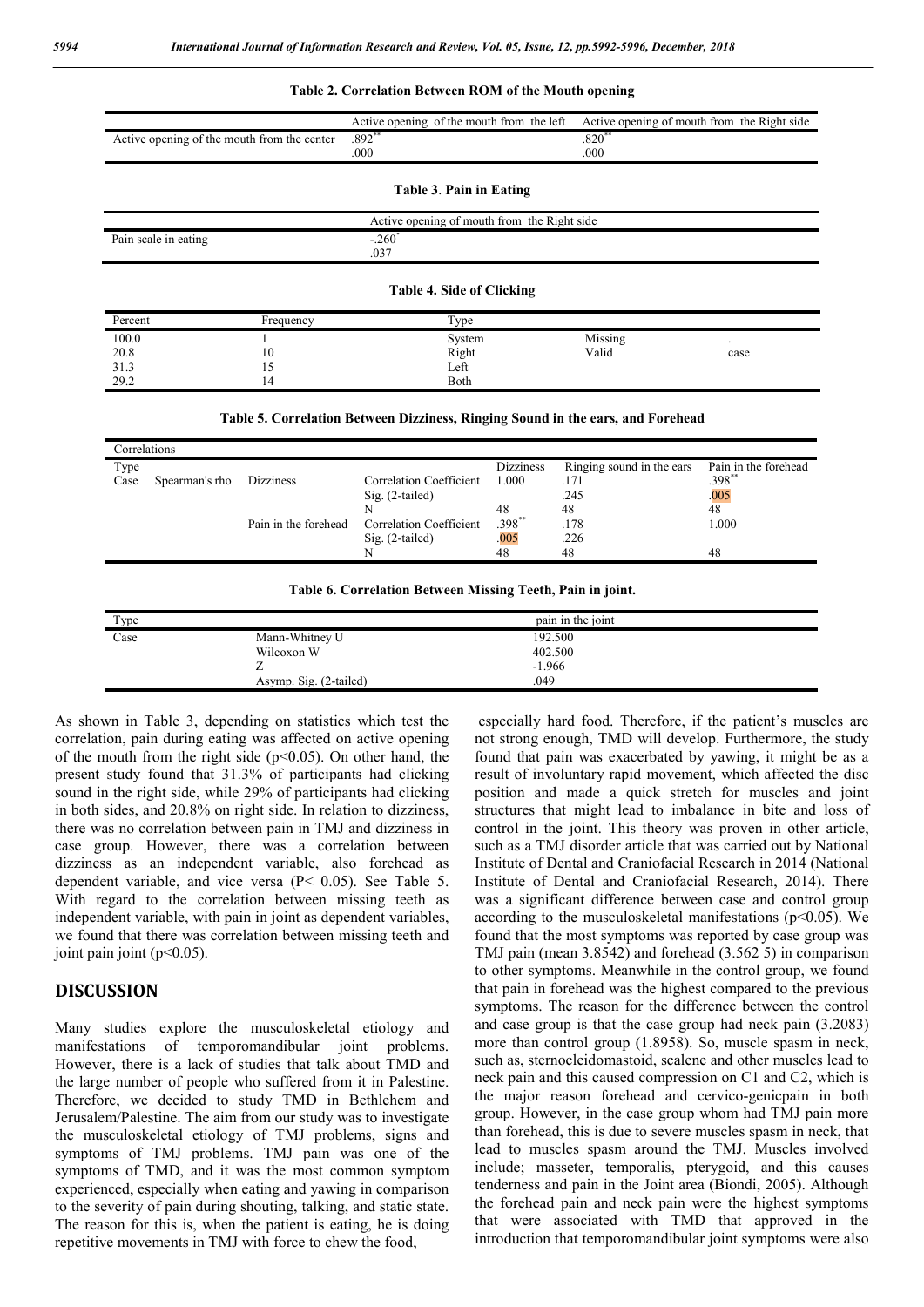**Table 2. Correlation Between ROM of the Mouth opening**

| | Active opening of the mouth from the left | Active opening of mouth from the Right side |
|---|---|---|
| Active opening of the mouth from the center | .892** | .820** |
| | .000 | .000 |

**Table 3. Pain in Eating**

| | Active opening of mouth from the Right side |
|---|---|
| Pain scale in eating | -.260* |
| | .037 |

**Table 4. Side of Clicking**

| Percent | Frequency | Type | | |
|---|---|---|---|---|
| 100.0 | 1 | System | Missing | . |
| 20.8 | 10 | Right | Valid | case |
| 31.3 | 15 | Left | | |
| 29.2 | 14 | Both | | |

**Table 5. Correlation Between Dizziness, Ringing Sound in the ears, and Forehead**

| Correlations | | | | | | |
|---|---|---|---|---|---|---|
| Type | | | | Dizziness | Ringing sound in the ears | Pain in the forehead |
| Case | Spearman's rho | Dizziness | Correlation Coefficient | 1.000 | .171 | .398** |
| | | | Sig. (2-tailed) | | .245 | .005 |
| | | | N | 48 | 48 | 48 |
| | | Pain in the forehead | Correlation Coefficient | .398** | .178 | 1.000 |
| | | | Sig. (2-tailed) | .005 | .226 | |
| | | | N | 48 | 48 | 48 |

**Table 6. Correlation Between Missing Teeth, Pain in joint.**

| Type | | pain in the joint |
|---|---|---|
| Case | Mann-Whitney U | 192.500 |
| | Wilcoxon W | 402.500 |
| | Z | -1.966 |
| | Asymp. Sig. (2-tailed) | .049 |

As shown in Table 3, depending on statistics which test the correlation, pain during eating was affected on active opening of the mouth from the right side ($p<0.05$). On other hand, the present study found that 31.3% of participants had clicking sound in the right side, while 29% of participants had clicking in both sides, and 20.8% on right side. In relation to dizziness, there was no correlation between pain in TMJ and dizziness in case group. However, there was a correlation between dizziness as an independent variable, also forehead as dependent variable, and vice versa ($P< 0.05$). See Table 5. With regard to the correlation between missing teeth as independent variable, with pain in joint as dependent variables, we found that there was correlation between missing teeth and joint pain joint ($p<0.05$).

## DISCUSSION

Many studies explore the musculoskeletal etiology and manifestations of temporomandibular joint problems. However, there is a lack of studies that talk about TMD and the large number of people who suffered from it in Palestine. Therefore, we decided to study TMD in Bethlehem and Jerusalem/Palestine. The aim from our study was to investigate the musculoskeletal etiology of TMJ problems, signs and symptoms of TMJ problems. TMJ pain was one of the symptoms of TMD, and it was the most common symptom experienced, especially when eating and yawing in comparison to the severity of pain during shouting, talking, and static state. The reason for this is, when the patient is eating, he is doing repetitive movements in TMJ with force to chew the food, especially hard food. Therefore, if the patient's muscles are not strong enough, TMD will develop. Furthermore, the study found that pain was exacerbated by yawing, it might be as a result of involuntary rapid movement, which affected the disc position and made a quick stretch for muscles and joint structures that might lead to imbalance in bite and loss of control in the joint. This theory was proven in other article, such as a TMJ disorder article that was carried out by National Institute of Dental and Craniofacial Research in 2014 (National Institute of Dental and Craniofacial Research, 2014). There was a significant difference between case and control group according to the musculoskeletal manifestations ($p<0.05$). We found that the most symptoms was reported by case group was TMJ pain (mean 3.8542) and forehead (3.562 5) in comparison to other symptoms. Meanwhile in the control group, we found that pain in forehead was the highest compared to the previous symptoms. The reason for the difference between the control and case group is that the case group had neck pain (3.2083) more than control group (1.8958). So, muscle spasm in neck, such as, sternocleidomastoid, scalene and other muscles lead to neck pain and this caused compression on C1 and C2, which is the major reason forehead and cervico-genicpain in both group. However, in the case group whom had TMJ pain more than forehead, this is due to severe muscles spasm in neck, that lead to muscles spasm around the TMJ. Muscles involved include; masseter, temporalis, pterygoid, and this causes tenderness and pain in the Joint area (Biondi, 2005). Although the forehead pain and neck pain were the highest symptoms that were associated with TMD that approved in the introduction that temporomandibular joint symptoms were also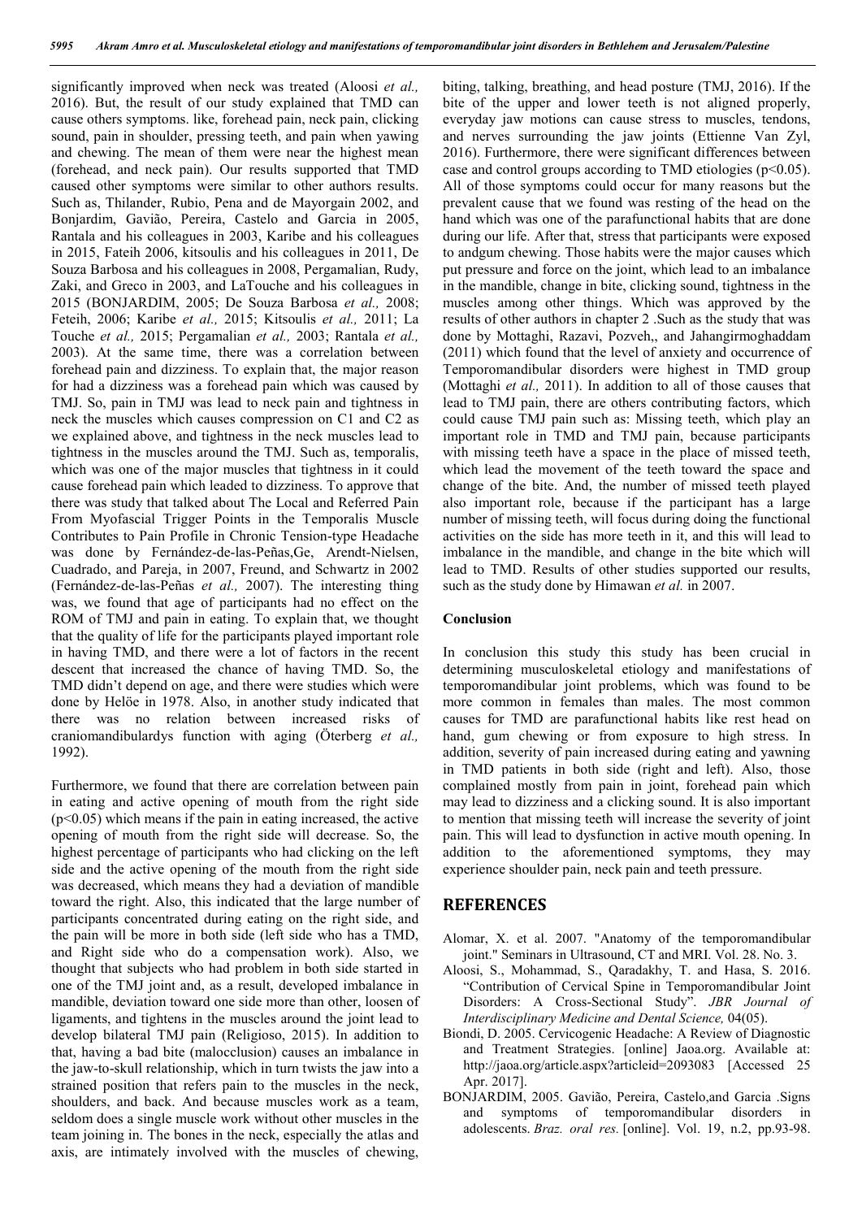significantly improved when neck was treated (Aloosi *et al.,* 2016). But, the result of our study explained that TMD can cause others symptoms. like, forehead pain, neck pain, clicking sound, pain in shoulder, pressing teeth, and pain when yawing and chewing. The mean of them were near the highest mean (forehead, and neck pain). Our results supported that TMD caused other symptoms were similar to other authors results. Such as, Thilander, Rubio, Pena and de Mayorgain 2002, and Bonjardim, Gavião, Pereira, Castelo and Garcia in 2005, Rantala and his colleagues in 2003, Karibe and his colleagues in 2015, Fateih 2006, kitsoulis and his colleagues in 2011, De Souza Barbosa and his colleagues in 2008, Pergamalian, Rudy, Zaki, and Greco in 2003, and LaTouche and his colleagues in 2015 (BONJARDIM, 2005; De Souza Barbosa *et al.,* 2008; Feteih, 2006; Karibe *et al.,* 2015; Kitsoulis *et al.,* 2011; La Touche *et al.,* 2015; Pergamalian *et al.,* 2003; Rantala *et al.,* 2003). At the same time, there was a correlation between forehead pain and dizziness. To explain that, the major reason for had a dizziness was a forehead pain which was caused by TMJ. So, pain in TMJ was lead to neck pain and tightness in neck the muscles which causes compression on C1 and C2 as we explained above, and tightness in the neck muscles lead to tightness in the muscles around the TMJ. Such as, temporalis, which was one of the major muscles that tightness in it could cause forehead pain which leaded to dizziness. To approve that there was study that talked about The Local and Referred Pain From Myofascial Trigger Points in the Temporalis Muscle Contributes to Pain Profile in Chronic Tension-type Headache was done by Fernández-de-las-Peñas,Ge, Arendt-Nielsen, Cuadrado, and Pareja, in 2007, Freund, and Schwartz in 2002 (Fernández-de-las-Peñas *et al.,* 2007). The interesting thing was, we found that age of participants had no effect on the ROM of TMJ and pain in eating. To explain that, we thought that the quality of life for the participants played important role in having TMD, and there were a lot of factors in the recent descent that increased the chance of having TMD. So, the TMD didn't depend on age, and there were studies which were done by Helöe in 1978. Also, in another study indicated that there was no relation between increased risks of craniomandibulardys function with aging (Öterberg *et al.,* 1992).

Furthermore, we found that there are correlation between pain in eating and active opening of mouth from the right side ($p<0.05$) which means if the pain in eating increased, the active opening of mouth from the right side will decrease. So, the highest percentage of participants who had clicking on the left side and the active opening of the mouth from the right side was decreased, which means they had a deviation of mandible toward the right. Also, this indicated that the large number of participants concentrated during eating on the right side, and the pain will be more in both side (left side who has a TMD, and Right side who do a compensation work). Also, we thought that subjects who had problem in both side started in one of the TMJ joint and, as a result, developed imbalance in mandible, deviation toward one side more than other, loosen of ligaments, and tightens in the muscles around the joint lead to develop bilateral TMJ pain (Religioso, 2015). In addition to that, having a bad bite (malocclusion) causes an imbalance in the jaw-to-skull relationship, which in turn twists the jaw into a strained position that refers pain to the muscles in the neck, shoulders, and back. And because muscles work as a team, seldom does a single muscle work without other muscles in the team joining in. The bones in the neck, especially the atlas and axis, are intimately involved with the muscles of chewing, biting, talking, breathing, and head posture (TMJ, 2016). If the bite of the upper and lower teeth is not aligned properly, everyday jaw motions can cause stress to muscles, tendons, and nerves surrounding the jaw joints (Ettienne Van Zyl, 2016). Furthermore, there were significant differences between case and control groups according to TMD etiologies ($p<0.05$). All of those symptoms could occur for many reasons but the prevalent cause that we found was resting of the head on the hand which was one of the parafunctional habits that are done during our life. After that, stress that participants were exposed to andgum chewing. Those habits were the major causes which put pressure and force on the joint, which lead to an imbalance in the mandible, change in bite, clicking sound, tightness in the muscles among other things. Which was approved by the results of other authors in chapter 2 .Such as the study that was done by Mottaghi, Razavi, Pozveh,, and Jahangirmoghaddam (2011) which found that the level of anxiety and occurrence of Temporomandibular disorders were highest in TMD group (Mottaghi *et al.,* 2011). In addition to all of those causes that lead to TMJ pain, there are others contributing factors, which could cause TMJ pain such as: Missing teeth, which play an important role in TMD and TMJ pain, because participants with missing teeth have a space in the place of missed teeth, which lead the movement of the teeth toward the space and change of the bite. And, the number of missed teeth played also important role, because if the participant has a large number of missing teeth, will focus during doing the functional activities on the side has more teeth in it, and this will lead to imbalance in the mandible, and change in the bite which will lead to TMD. Results of other studies supported our results, such as the study done by Himawan *et al.* in 2007.

## Conclusion

In conclusion this study this study has been crucial in determining musculoskeletal etiology and manifestations of temporomandibular joint problems, which was found to be more common in females than males. The most common causes for TMD are parafunctional habits like rest head on hand, gum chewing or from exposure to high stress. In addition, severity of pain increased during eating and yawning in TMD patients in both side (right and left). Also, those complained mostly from pain in joint, forehead pain which may lead to dizziness and a clicking sound. It is also important to mention that missing teeth will increase the severity of joint pain. This will lead to dysfunction in active mouth opening. In addition to the aforementioned symptoms, they may experience shoulder pain, neck pain and teeth pressure.

## REFERENCES

Alomar, X. et al. 2007. "Anatomy of the temporomandibular joint." Seminars in Ultrasound, CT and MRI. Vol. 28. No. 3.

Aloosi, S., Mohammad, S., Qaradakhy, T. and Hasa, S. 2016. "Contribution of Cervical Spine in Temporomandibular Joint Disorders: A Cross-Sectional Study". *JBR Journal of Interdisciplinary Medicine and Dental Science,* 04(05).

Biondi, D. 2005. Cervicogenic Headache: A Review of Diagnostic and Treatment Strategies. [online] Jaoa.org. Available at: http://jaoa.org/article.aspx?articleid=2093083 [Accessed 25 Apr. 2017].

BONJARDIM, 2005. Gavião, Pereira, Castelo,and Garcia .Signs and symptoms of temporomandibular disorders in adolescents. *Braz. oral res.* [online]. Vol. 19, n.2, pp.93-98.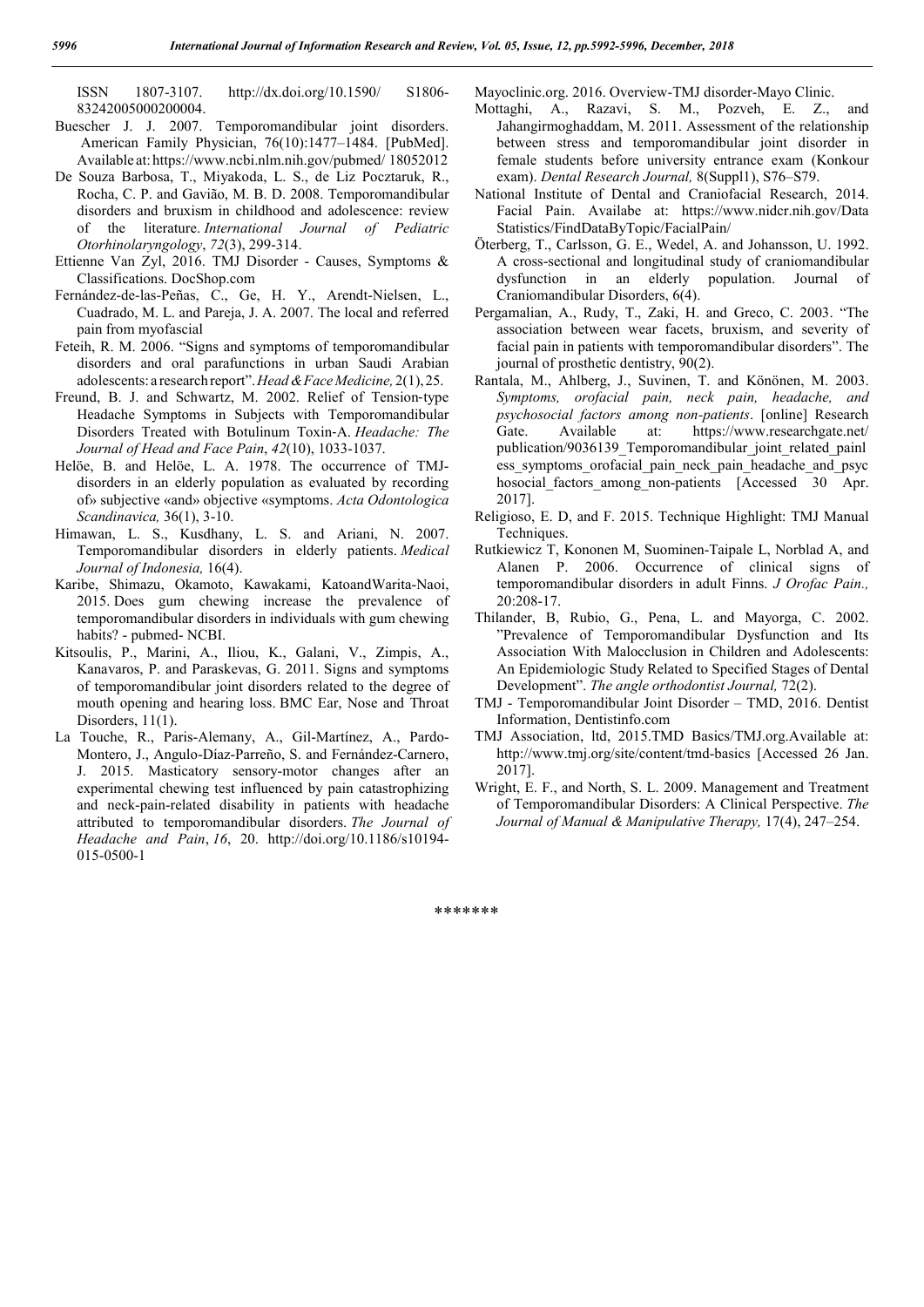ISSN 1807-3107. http://dx.doi.org/10.1590/ S1806-83242005000200004.

Buescher J. J. 2007. Temporomandibular joint disorders. American Family Physician, 76(10):1477–1484. [PubMed]. Available at: https://www.ncbi.nlm.nih.gov/pubmed/ 18052012

De Souza Barbosa, T., Miyakoda, L. S., de Liz Pocztaruk, R., Rocha, C. P. and Gavião, M. B. D. 2008. Temporomandibular disorders and bruxism in childhood and adolescence: review of the literature. *International Journal of Pediatric Otorhinolaryngology*, *72*(3), 299-314.

Ettienne Van Zyl, 2016. TMJ Disorder - Causes, Symptoms & Classifications. DocShop.com

Fernández-de-las-Peñas, C., Ge, H. Y., Arendt-Nielsen, L., Cuadrado, M. L. and Pareja, J. A. 2007. The local and referred pain from myofascial

Feteih, R. M. 2006. "Signs and symptoms of temporomandibular disorders and oral parafunctions in urban Saudi Arabian adolescents: a research report". *Head & Face Medicine,* 2(1), 25.

Freund, B. J. and Schwartz, M. 2002. Relief of Tension-type Headache Symptoms in Subjects with Temporomandibular Disorders Treated with Botulinum Toxin-A. *Headache: The Journal of Head and Face Pain*, *42*(10), 1033-1037.

Helöe, B. and Helöe, L. A. 1978. The occurrence of TMJ-disorders in an elderly population as evaluated by recording of» subjective «and» objective «symptoms. *Acta Odontologica Scandinavica,* 36(1), 3-10.

Himawan, L. S., Kusdhany, L. S. and Ariani, N. 2007. Temporomandibular disorders in elderly patients. *Medical Journal of Indonesia,* 16(4).

Karibe, Shimazu, Okamoto, Kawakami, KatoandWarita-Naoi, 2015. Does gum chewing increase the prevalence of temporomandibular disorders in individuals with gum chewing habits? - pubmed- NCBI.

Kitsoulis, P., Marini, A., Iliou, K., Galani, V., Zimpis, A., Kanavaros, P. and Paraskevas, G. 2011. Signs and symptoms of temporomandibular joint disorders related to the degree of mouth opening and hearing loss. BMC Ear, Nose and Throat Disorders, 11(1).

La Touche, R., Paris-Alemany, A., Gil-Martínez, A., Pardo-Montero, J., Angulo-Díaz-Parreño, S. and Fernández-Carnero, J. 2015. Masticatory sensory-motor changes after an experimental chewing test influenced by pain catastrophizing and neck-pain-related disability in patients with headache attributed to temporomandibular disorders. *The Journal of Headache and Pain*, *16*, 20. http://doi.org/10.1186/s10194-015-0500-1

Mayoclinic.org. 2016. Overview-TMJ disorder-Mayo Clinic.

Mottaghi, A., Razavi, S. M., Pozveh, E. Z., and Jahangirmoghaddam, M. 2011. Assessment of the relationship between stress and temporomandibular joint disorder in female students before university entrance exam (Konkour exam). *Dental Research Journal,* 8(Suppl1), S76–S79.

National Institute of Dental and Craniofacial Research, 2014. Facial Pain. Availabe at: https://www.nidcr.nih.gov/Data Statistics/FindDataByTopic/FacialPain/

Öterberg, T., Carlsson, G. E., Wedel, A. and Johansson, U. 1992. A cross-sectional and longitudinal study of craniomandibular dysfunction in an elderly population. Journal of Craniomandibular Disorders, 6(4).

Pergamalian, A., Rudy, T., Zaki, H. and Greco, C. 2003. "The association between wear facets, bruxism, and severity of facial pain in patients with temporomandibular disorders". The journal of prosthetic dentistry, 90(2).

Rantala, M., Ahlberg, J., Suvinen, T. and Könönen, M. 2003. *Symptoms, orofacial pain, neck pain, headache, and psychosocial factors among non-patients*. [online] Research Gate. Available at: https://www.researchgate.net/ publication/9036139_Temporomandibular_joint_related_painless_symptoms_orofacial_pain_neck_pain_headache_and_psychosocial_factors_among_non-patients [Accessed 30 Apr. 2017].

Religioso, E. D, and F. 2015. Technique Highlight: TMJ Manual Techniques.

Rutkiewicz T, Kononen M, Suominen-Taipale L, Norblad A, and Alanen P. 2006. Occurrence of clinical signs of temporomandibular disorders in adult Finns. *J Orofac Pain.,* 20:208-17.

Thilander, B, Rubio, G., Pena, L. and Mayorga, C. 2002. "Prevalence of Temporomandibular Dysfunction and Its Association With Malocclusion in Children and Adolescents: An Epidemiologic Study Related to Specified Stages of Dental Development". *The angle orthodontist Journal,* 72(2).

TMJ - Temporomandibular Joint Disorder – TMD, 2016. Dentist Information, Dentistinfo.com

TMJ Association, ltd, 2015.TMD Basics/TMJ.org.Available at: http://www.tmj.org/site/content/tmd-basics [Accessed 26 Jan. 2017].

Wright, E. F., and North, S. L. 2009. Management and Treatment of Temporomandibular Disorders: A Clinical Perspective. *The Journal of Manual & Manipulative Therapy,* 17(4), 247–254.

\*\*\*\*\*\*\*